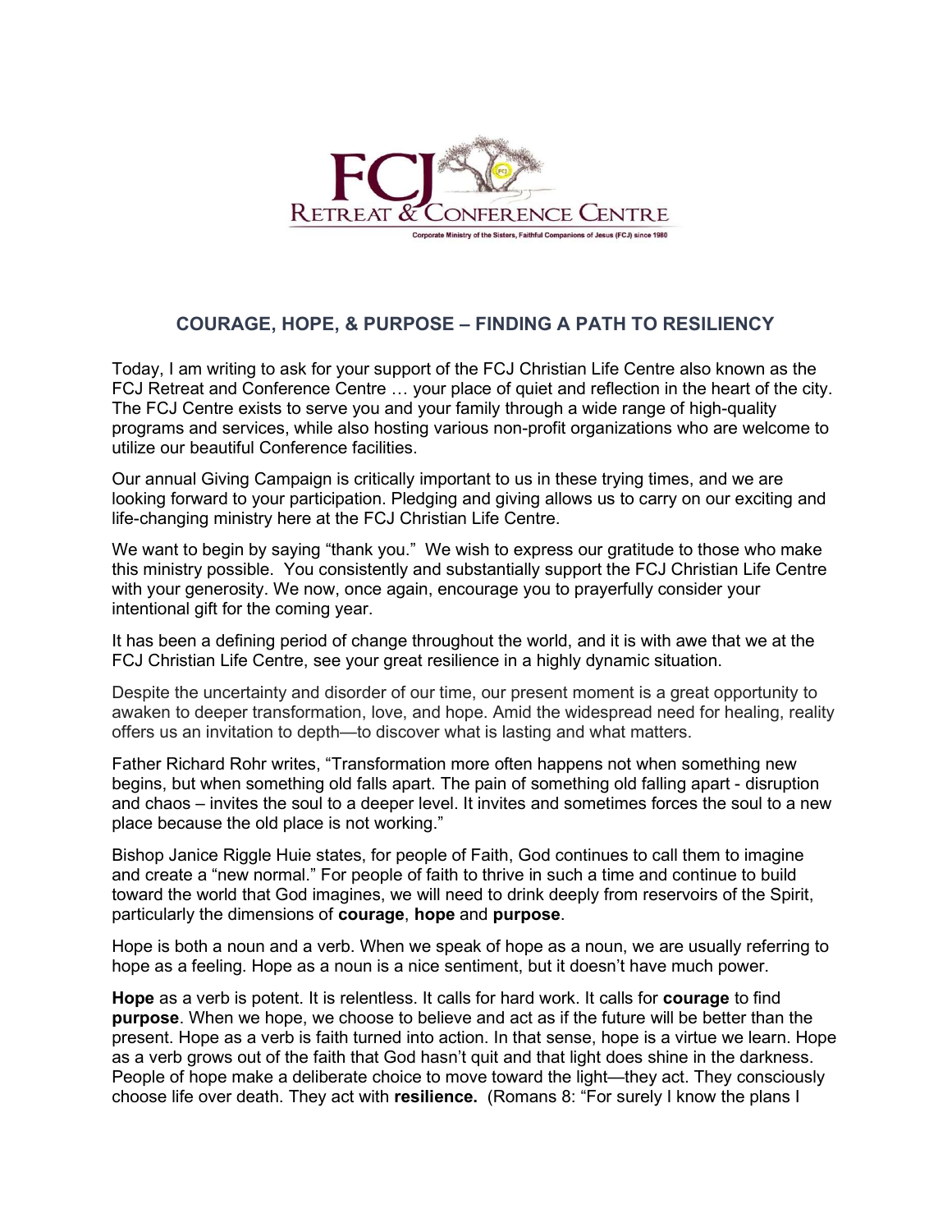FCJ RETREAT & CONFERENCE CENTRE

Corporate Ministry of the Sisters, Faithful Companions of Jesus (FCJ) since 1980

## COURAGE, HOPE, & PURPOSE – FINDING A PATH TO RESILIENCY

Today, I am writing to ask for your support of the FCJ Christian Life Centre also known as the FCJ Retreat and Conference Centre … your place of quiet and reflection in the heart of the city. The FCJ Centre exists to serve you and your family through a wide range of high-quality programs and services, while also hosting various non-profit organizations who are welcome to utilize our beautiful Conference facilities.

Our annual Giving Campaign is critically important to us in these trying times, and we are looking forward to your participation. Pledging and giving allows us to carry on our exciting and life-changing ministry here at the FCJ Christian Life Centre.

We want to begin by saying "thank you." We wish to express our gratitude to those who make this ministry possible. You consistently and substantially support the FCJ Christian Life Centre with your generosity. We now, once again, encourage you to prayerfully consider your intentional gift for the coming year.

It has been a defining period of change throughout the world, and it is with awe that we at the FCJ Christian Life Centre, see your great resilience in a highly dynamic situation.

Despite the uncertainty and disorder of our time, our present moment is a great opportunity to awaken to deeper transformation, love, and hope. Amid the widespread need for healing, reality offers us an invitation to depth—to discover what is lasting and what matters.

Father Richard Rohr writes, "Transformation more often happens not when something new begins, but when something old falls apart. The pain of something old falling apart - disruption and chaos – invites the soul to a deeper level. It invites and sometimes forces the soul to a new place because the old place is not working."

Bishop Janice Riggle Huie states, for people of Faith, God continues to call them to imagine and create a "new normal." For people of faith to thrive in such a time and continue to build toward the world that God imagines, we will need to drink deeply from reservoirs of the Spirit, particularly the dimensions of **courage**, **hope** and **purpose**.

Hope is both a noun and a verb. When we speak of hope as a noun, we are usually referring to hope as a feeling. Hope as a noun is a nice sentiment, but it doesn't have much power.

**Hope** as a verb is potent. It is relentless. It calls for hard work. It calls for **courage** to find **purpose**. When we hope, we choose to believe and act as if the future will be better than the present. Hope as a verb is faith turned into action. In that sense, hope is a virtue we learn. Hope as a verb grows out of the faith that God hasn't quit and that light does shine in the darkness. People of hope make a deliberate choice to move toward the light—they act. They consciously choose life over death. They act with **resilience.** (Romans 8: "For surely I know the plans I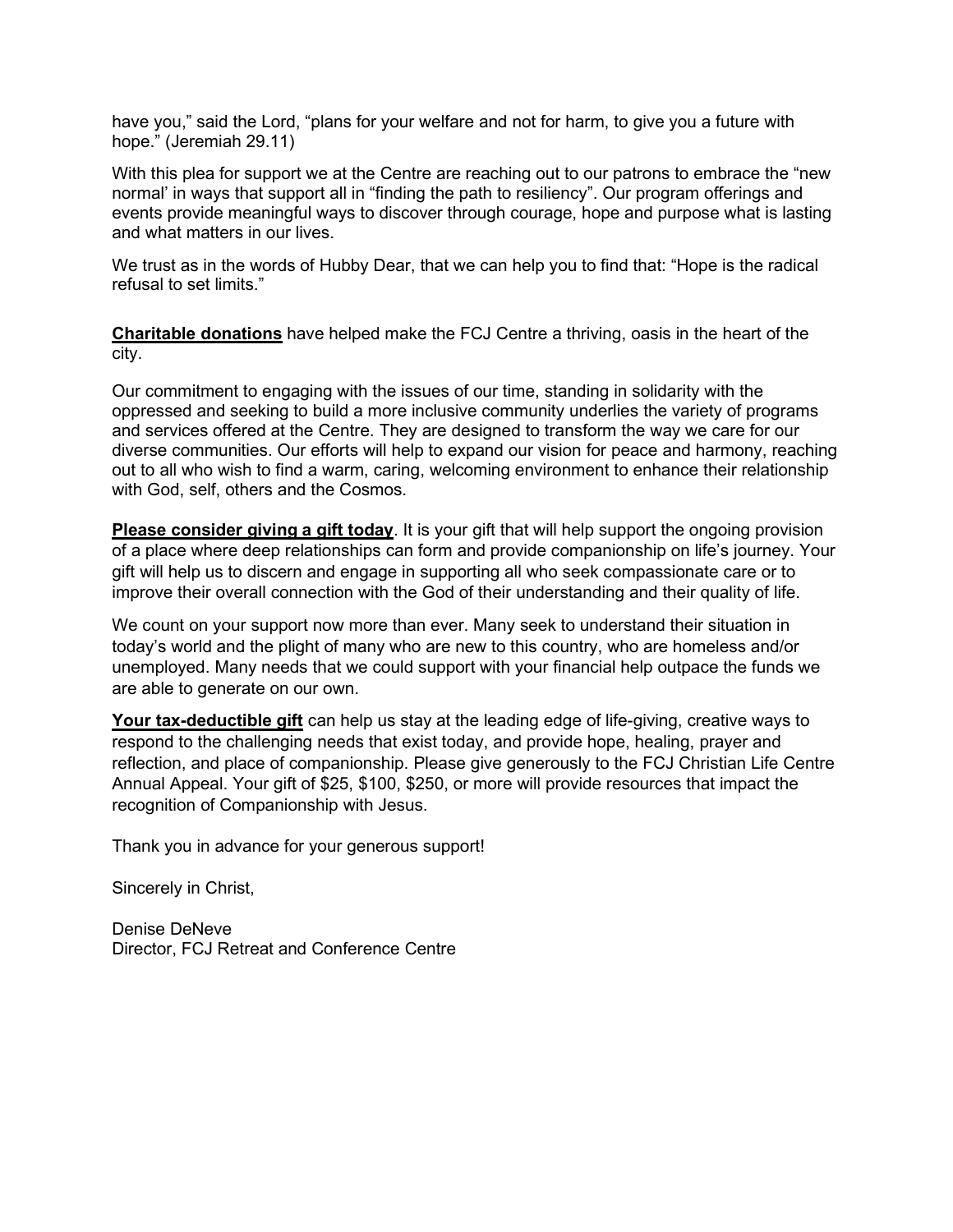have you," said the Lord, "plans for your welfare and not for harm, to give you a future with hope." (Jeremiah 29.11)

With this plea for support we at the Centre are reaching out to our patrons to embrace the "new normal' in ways that support all in "finding the path to resiliency". Our program offerings and events provide meaningful ways to discover through courage, hope and purpose what is lasting and what matters in our lives.

We trust as in the words of Hubby Dear, that we can help you to find that: "Hope is the radical refusal to set limits."

**Charitable donations** have helped make the FCJ Centre a thriving, oasis in the heart of the city.

Our commitment to engaging with the issues of our time, standing in solidarity with the oppressed and seeking to build a more inclusive community underlies the variety of programs and services offered at the Centre. They are designed to transform the way we care for our diverse communities. Our efforts will help to expand our vision for peace and harmony, reaching out to all who wish to find a warm, caring, welcoming environment to enhance their relationship with God, self, others and the Cosmos.

**Please consider giving a gift today**. It is your gift that will help support the ongoing provision of a place where deep relationships can form and provide companionship on life's journey. Your gift will help us to discern and engage in supporting all who seek compassionate care or to improve their overall connection with the God of their understanding and their quality of life.

We count on your support now more than ever. Many seek to understand their situation in today's world and the plight of many who are new to this country, who are homeless and/or unemployed. Many needs that we could support with your financial help outpace the funds we are able to generate on our own.

**Your tax-deductible gift** can help us stay at the leading edge of life-giving, creative ways to respond to the challenging needs that exist today, and provide hope, healing, prayer and reflection, and place of companionship. Please give generously to the FCJ Christian Life Centre Annual Appeal. Your gift of $25, $100, $250, or more will provide resources that impact the recognition of Companionship with Jesus.

Thank you in advance for your generous support!

Sincerely in Christ,

Denise DeNeve
Director, FCJ Retreat and Conference Centre